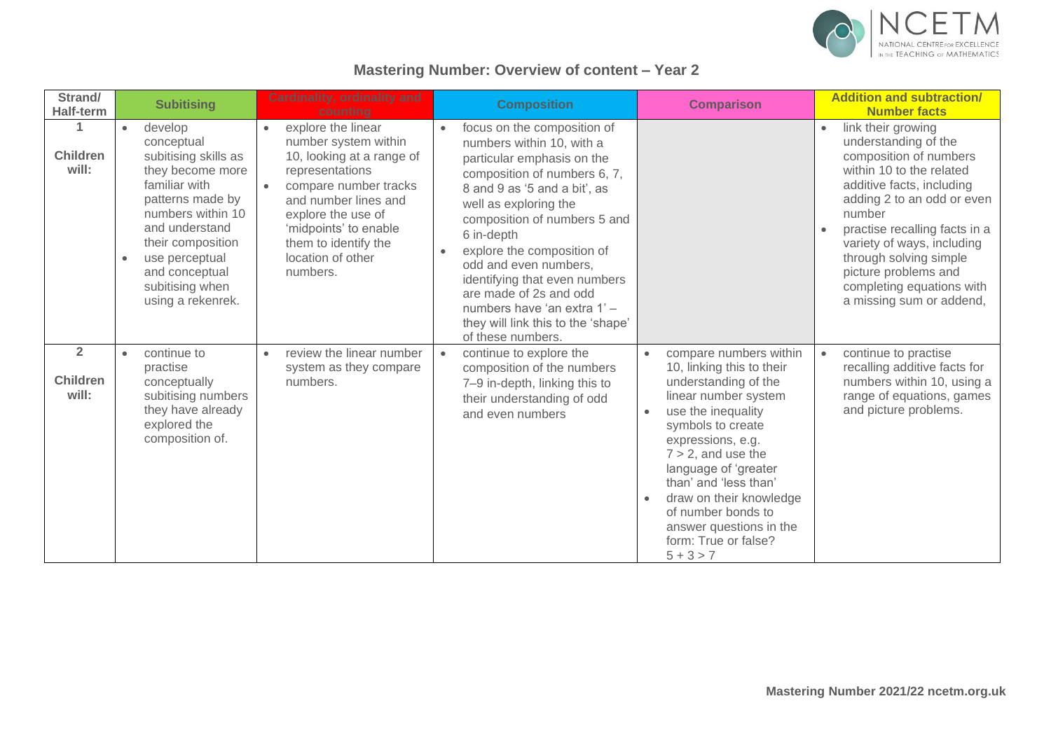# Mastering Number: Overview of content – Year 2

| Strand/ Half-term | Subitising | Cardinality, ordinality and counting | Composition | Comparison | Addition and subtraction/ Number facts |
|---|---|---|---|---|---|
| **1** **Children will:** | • develop conceptual subitising skills as they become more familiar with patterns made by numbers within 10 and understand their composition<br>• use perceptual and conceptual subitising when using a rekenrek. | • explore the linear number system within 10, looking at a range of representations<br>• compare number tracks and number lines and explore the use of 'midpoints' to enable them to identify the location of other numbers. | • focus on the composition of numbers within 10, with a particular emphasis on the composition of numbers 6, 7, 8 and 9 as '5 and a bit', as well as exploring the composition of numbers 5 and 6 in-depth<br>• explore the composition of odd and even numbers, identifying that even numbers are made of 2s and odd numbers have 'an extra 1' – they will link this to the 'shape' of these numbers. | | • link their growing understanding of the composition of numbers within 10 to the related additive facts, including adding 2 to an odd or even number<br>• practise recalling facts in a variety of ways, including through solving simple picture problems and completing equations with a missing sum or addend, |
| **2** **Children will:** | • continue to practise conceptually subitising numbers they have already explored the composition of. | • review the linear number system as they compare numbers. | • continue to explore the composition of the numbers 7–9 in-depth, linking this to their understanding of odd and even numbers | • compare numbers within 10, linking this to their understanding of the linear number system<br>• use the inequality symbols to create expressions, e.g. $7 > 2$, and use the language of 'greater than' and 'less than'<br>• draw on their knowledge of number bonds to answer questions in the form: True or false? $5 + 3 > 7$ | • continue to practise recalling additive facts for numbers within 10, using a range of equations, games and picture problems. |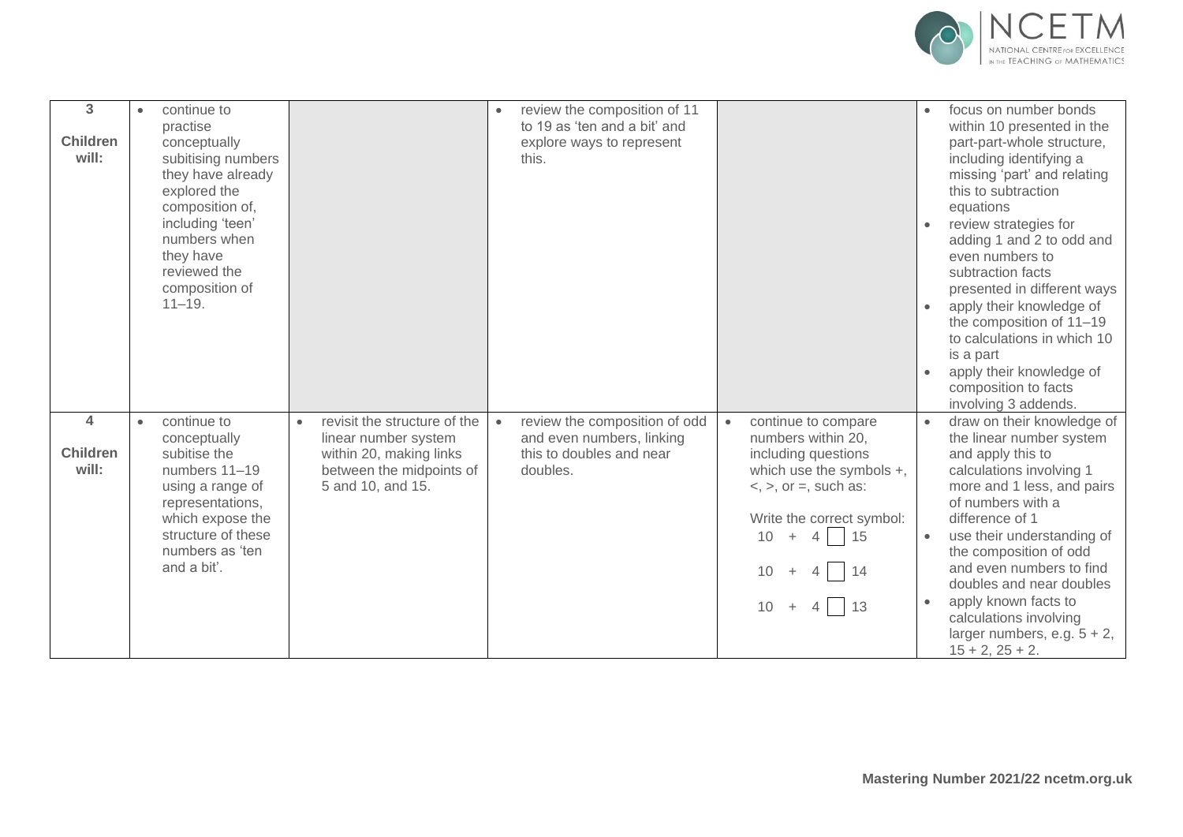| | | | | | |
|---|---|---|---|---|---|
| **3** **Children will:** | • continue to practise conceptually subitising numbers they have already explored the composition of, including 'teen' numbers when they have reviewed the composition of 11–19. | | • review the composition of 11 to 19 as 'ten and a bit' and explore ways to represent this. | | • focus on number bonds within 10 presented in the part-part-whole structure, including identifying a missing 'part' and relating this to subtraction equations<br>• review strategies for adding 1 and 2 to odd and even numbers to subtraction facts presented in different ways<br>• apply their knowledge of the composition of 11–19 to calculations in which 10 is a part<br>• apply their knowledge of composition to facts involving 3 addends. |
| **4** **Children will:** | • continue to conceptually subitise the numbers 11–19 using a range of representations, which expose the structure of these numbers as 'ten and a bit'. | • revisit the structure of the linear number system within 20, making links between the midpoints of 5 and 10, and 15. | • review the composition of odd and even numbers, linking this to doubles and near doubles. | • continue to compare numbers within 20, including questions which use the symbols +, <, >, or =, such as:<br><br>Write the correct symbol:<br>10 + 4 ☐ 15<br>10 + 4 ☐ 14<br>10 + 4 ☐ 13 | • draw on their knowledge of the linear number system and apply this to calculations involving 1 more and 1 less, and pairs of numbers with a difference of 1<br>• use their understanding of the composition of odd and even numbers to find doubles and near doubles<br>• apply known facts to calculations involving larger numbers, e.g. 5 + 2, 15 + 2, 25 + 2. |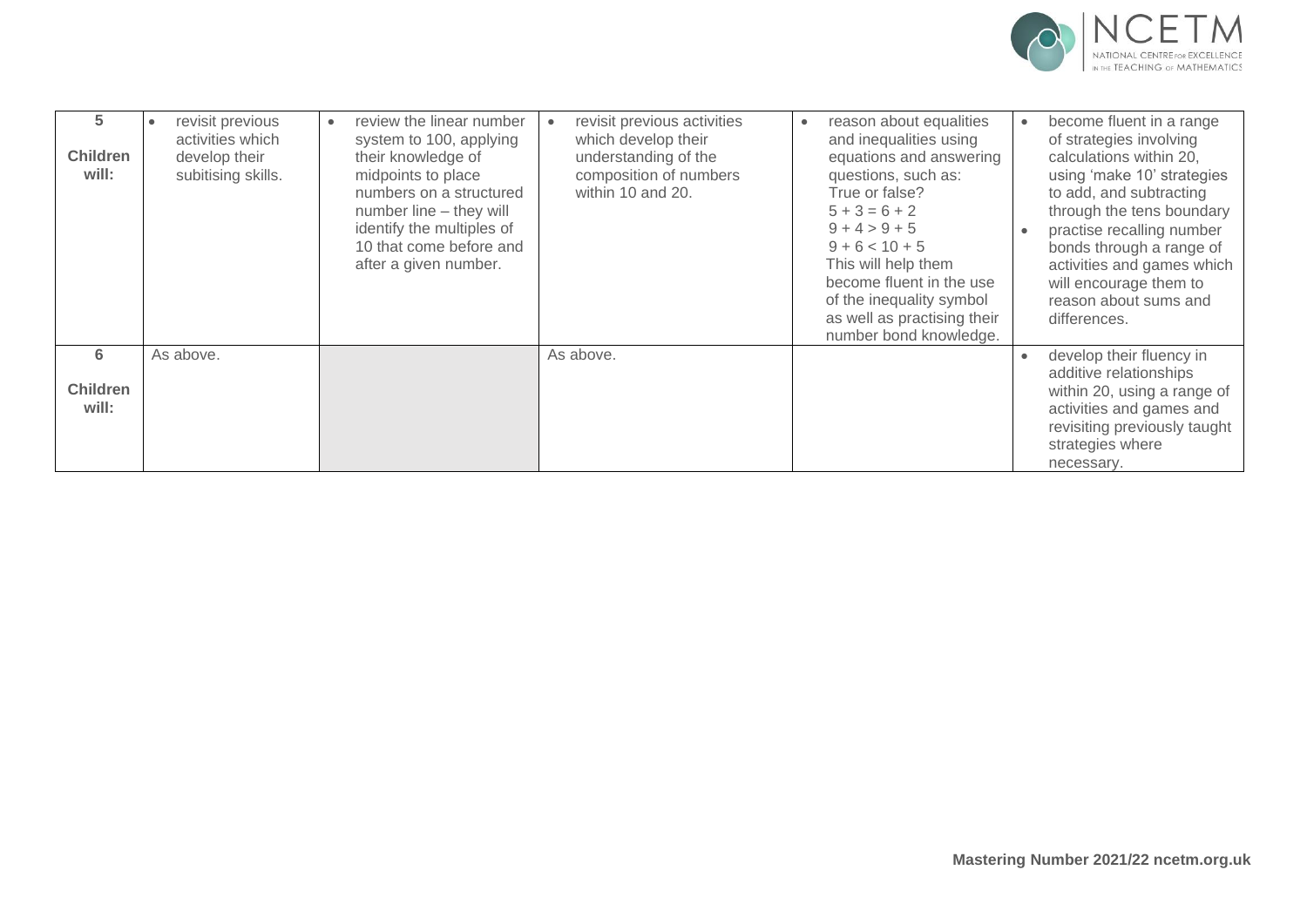| | | | | | |
|---|---|---|---|---|---|
| **5**<br><br>**Children will:** | • revisit previous activities which develop their subitising skills. | • review the linear number system to 100, applying their knowledge of midpoints to place numbers on a structured number line – they will identify the multiples of 10 that come before and after a given number. | • revisit previous activities which develop their understanding of the composition of numbers within 10 and 20. | • reason about equalities and inequalities using equations and answering questions, such as:<br>True or false?<br>$5 + 3 = 6 + 2$<br>$9 + 4 > 9 + 5$<br>$9 + 6 < 10 + 5$<br>This will help them become fluent in the use of the inequality symbol as well as practising their number bond knowledge. | • become fluent in a range of strategies involving calculations within 20, using 'make 10' strategies to add, and subtracting through the tens boundary<br>• practise recalling number bonds through a range of activities and games which will encourage them to reason about sums and differences. |
| **6**<br><br>**Children will:** | As above. | | As above. | | • develop their fluency in additive relationships within 20, using a range of activities and games and revisiting previously taught strategies where necessary. |